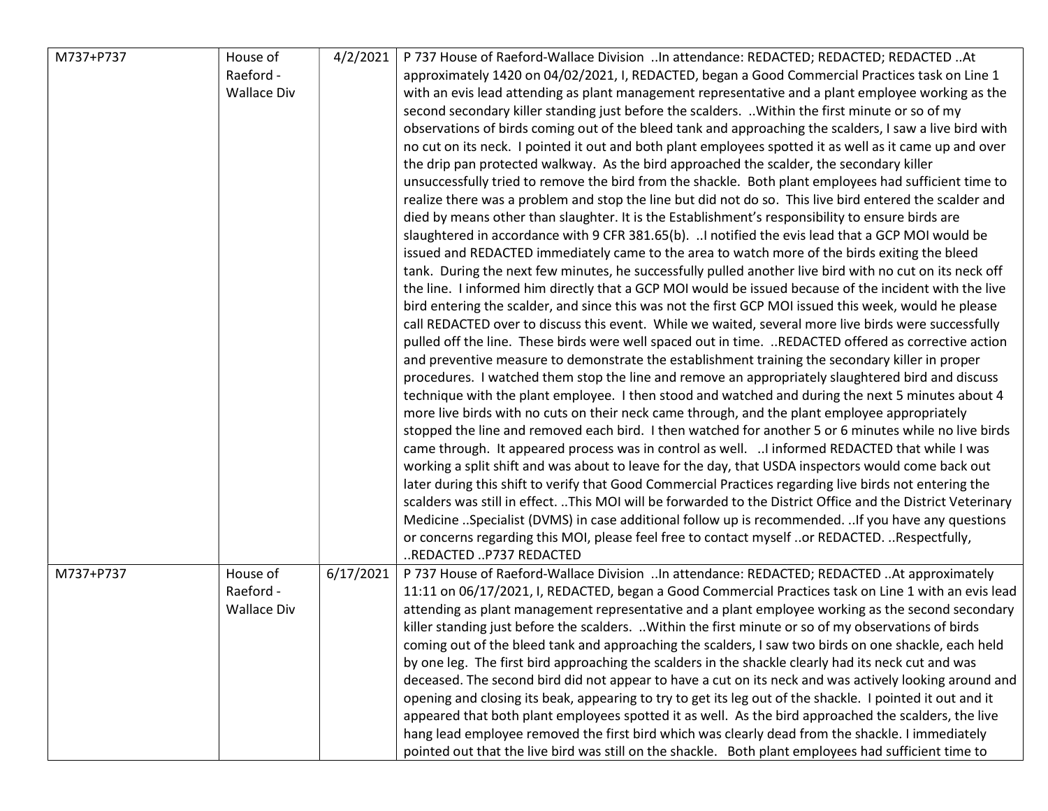| M737+P737 | House of Raeford - Wallace Div | 4/2/2021 | P 737 House of Raeford-Wallace Division ..In attendance: REDACTED; REDACTED; REDACTED ..At approximately 1420 on 04/02/2021, I, REDACTED, began a Good Commercial Practices task on Line 1 with an evis lead attending as plant management representative and a plant employee working as the second secondary killer standing just before the scalders. ..Within the first minute or so of my observations of birds coming out of the bleed tank and approaching the scalders, I saw a live bird with no cut on its neck. I pointed it out and both plant employees spotted it as well as it came up and over the drip pan protected walkway. As the bird approached the scalder, the secondary killer unsuccessfully tried to remove the bird from the shackle. Both plant employees had sufficient time to realize there was a problem and stop the line but did not do so. This live bird entered the scalder and died by means other than slaughter. It is the Establishment's responsibility to ensure birds are slaughtered in accordance with 9 CFR 381.65(b). ..I notified the evis lead that a GCP MOI would be issued and REDACTED immediately came to the area to watch more of the birds exiting the bleed tank. During the next few minutes, he successfully pulled another live bird with no cut on its neck off the line. I informed him directly that a GCP MOI would be issued because of the incident with the live bird entering the scalder, and since this was not the first GCP MOI issued this week, would he please call REDACTED over to discuss this event. While we waited, several more live birds were successfully pulled off the line. These birds were well spaced out in time. ..REDACTED offered as corrective action and preventive measure to demonstrate the establishment training the secondary killer in proper procedures. I watched them stop the line and remove an appropriately slaughtered bird and discuss technique with the plant employee. I then stood and watched and during the next 5 minutes about 4 more live birds with no cuts on their neck came through, and the plant employee appropriately stopped the line and removed each bird. I then watched for another 5 or 6 minutes while no live birds came through. It appeared process was in control as well. ..I informed REDACTED that while I was working a split shift and was about to leave for the day, that USDA inspectors would come back out later during this shift to verify that Good Commercial Practices regarding live birds not entering the scalders was still in effect. ..This MOI will be forwarded to the District Office and the District Veterinary Medicine ..Specialist (DVMS) in case additional follow up is recommended. ..If you have any questions or concerns regarding this MOI, please feel free to contact myself ..or REDACTED. ..Respectfully, ..REDACTED ..P737 REDACTED |
|---|---|---|---|
| M737+P737 | House of Raeford - Wallace Div | 6/17/2021 | P 737 House of Raeford-Wallace Division ..In attendance: REDACTED; REDACTED ..At approximately 11:11 on 06/17/2021, I, REDACTED, began a Good Commercial Practices task on Line 1 with an evis lead attending as plant management representative and a plant employee working as the second secondary killer standing just before the scalders. ..Within the first minute or so of my observations of birds coming out of the bleed tank and approaching the scalders, I saw two birds on one shackle, each held by one leg. The first bird approaching the scalders in the shackle clearly had its neck cut and was deceased. The second bird did not appear to have a cut on its neck and was actively looking around and opening and closing its beak, appearing to try to get its leg out of the shackle. I pointed it out and it appeared that both plant employees spotted it as well. As the bird approached the scalders, the live hang lead employee removed the first bird which was clearly dead from the shackle. I immediately pointed out that the live bird was still on the shackle. Both plant employees had sufficient time to |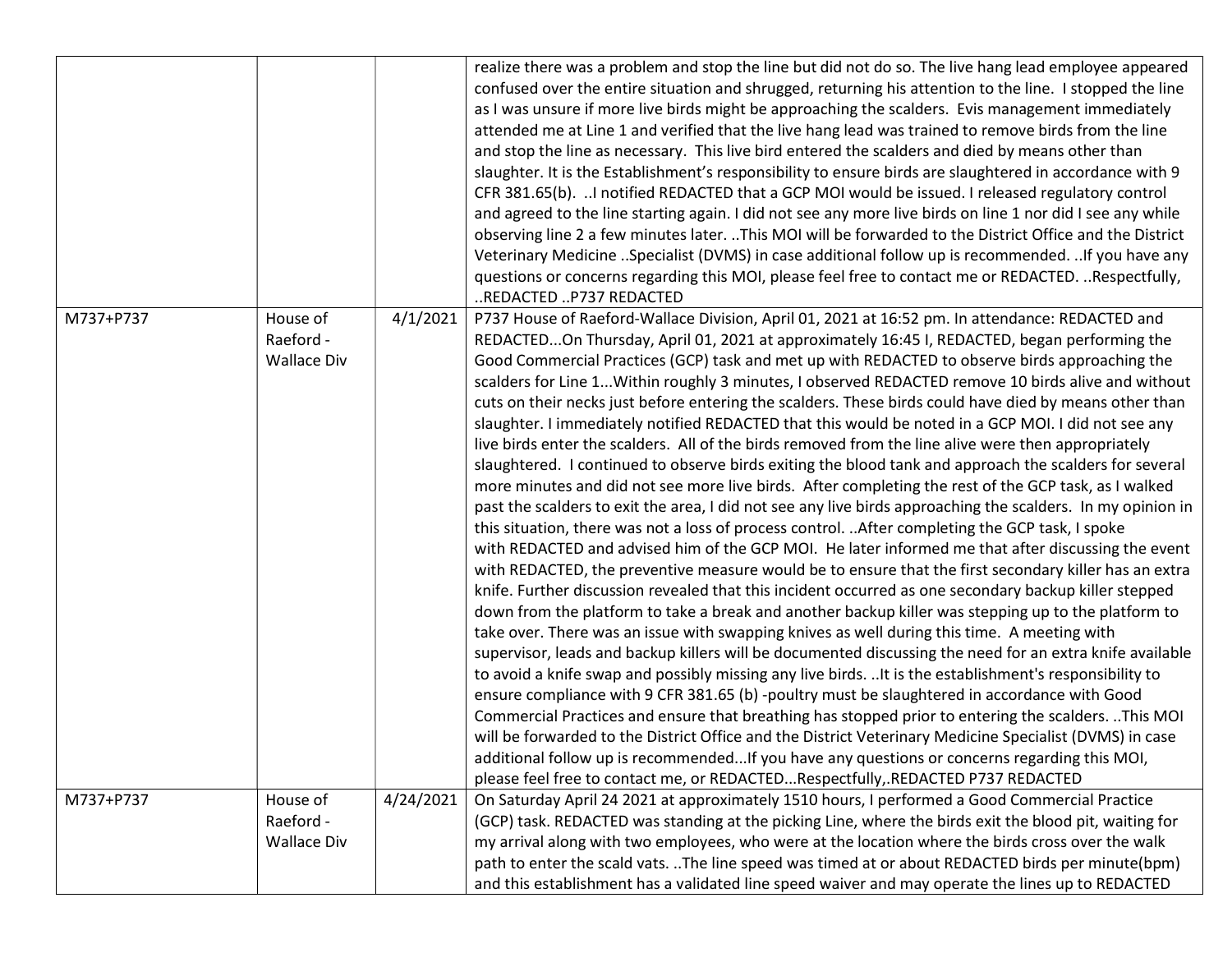| | | | |
|---|---|---|---|
| | | | realize there was a problem and stop the line but did not do so. The live hang lead employee appeared confused over the entire situation and shrugged, returning his attention to the line. I stopped the line as I was unsure if more live birds might be approaching the scalders. Evis management immediately attended me at Line 1 and verified that the live hang lead was trained to remove birds from the line and stop the line as necessary. This live bird entered the scalders and died by means other than slaughter. It is the Establishment's responsibility to ensure birds are slaughtered in accordance with 9 CFR 381.65(b). ..I notified REDACTED that a GCP MOI would be issued. I released regulatory control and agreed to the line starting again. I did not see any more live birds on line 1 nor did I see any while observing line 2 a few minutes later. ..This MOI will be forwarded to the District Office and the District Veterinary Medicine ..Specialist (DVMS) in case additional follow up is recommended. ..If you have any questions or concerns regarding this MOI, please feel free to contact me or REDACTED. ..Respectfully, ..REDACTED ..P737 REDACTED |
| M737+P737 | House of Raeford - Wallace Div | 4/1/2021 | P737 House of Raeford-Wallace Division, April 01, 2021 at 16:52 pm. In attendance: REDACTED and REDACTED...On Thursday, April 01, 2021 at approximately 16:45 I, REDACTED, began performing the Good Commercial Practices (GCP) task and met up with REDACTED to observe birds approaching the scalders for Line 1...Within roughly 3 minutes, I observed REDACTED remove 10 birds alive and without cuts on their necks just before entering the scalders. These birds could have died by means other than slaughter. I immediately notified REDACTED that this would be noted in a GCP MOI. I did not see any live birds enter the scalders. All of the birds removed from the line alive were then appropriately slaughtered. I continued to observe birds exiting the blood tank and approach the scalders for several more minutes and did not see more live birds. After completing the rest of the GCP task, as I walked past the scalders to exit the area, I did not see any live birds approaching the scalders. In my opinion in this situation, there was not a loss of process control. ..After completing the GCP task, I spoke with REDACTED and advised him of the GCP MOI. He later informed me that after discussing the event with REDACTED, the preventive measure would be to ensure that the first secondary killer has an extra knife. Further discussion revealed that this incident occurred as one secondary backup killer stepped down from the platform to take a break and another backup killer was stepping up to the platform to take over. There was an issue with swapping knives as well during this time. A meeting with supervisor, leads and backup killers will be documented discussing the need for an extra knife available to avoid a knife swap and possibly missing any live birds. ..It is the establishment's responsibility to ensure compliance with 9 CFR 381.65 (b) -poultry must be slaughtered in accordance with Good Commercial Practices and ensure that breathing has stopped prior to entering the scalders. ..This MOI will be forwarded to the District Office and the District Veterinary Medicine Specialist (DVMS) in case additional follow up is recommended...If you have any questions or concerns regarding this MOI, please feel free to contact me, or REDACTED...Respectfully,.REDACTED P737 REDACTED |
| M737+P737 | House of Raeford - Wallace Div | 4/24/2021 | On Saturday April 24 2021 at approximately 1510 hours, I performed a Good Commercial Practice (GCP) task. REDACTED was standing at the picking Line, where the birds exit the blood pit, waiting for my arrival along with two employees, who were at the location where the birds cross over the walk path to enter the scald vats. ..The line speed was timed at or about REDACTED birds per minute(bpm) and this establishment has a validated line speed waiver and may operate the lines up to REDACTED |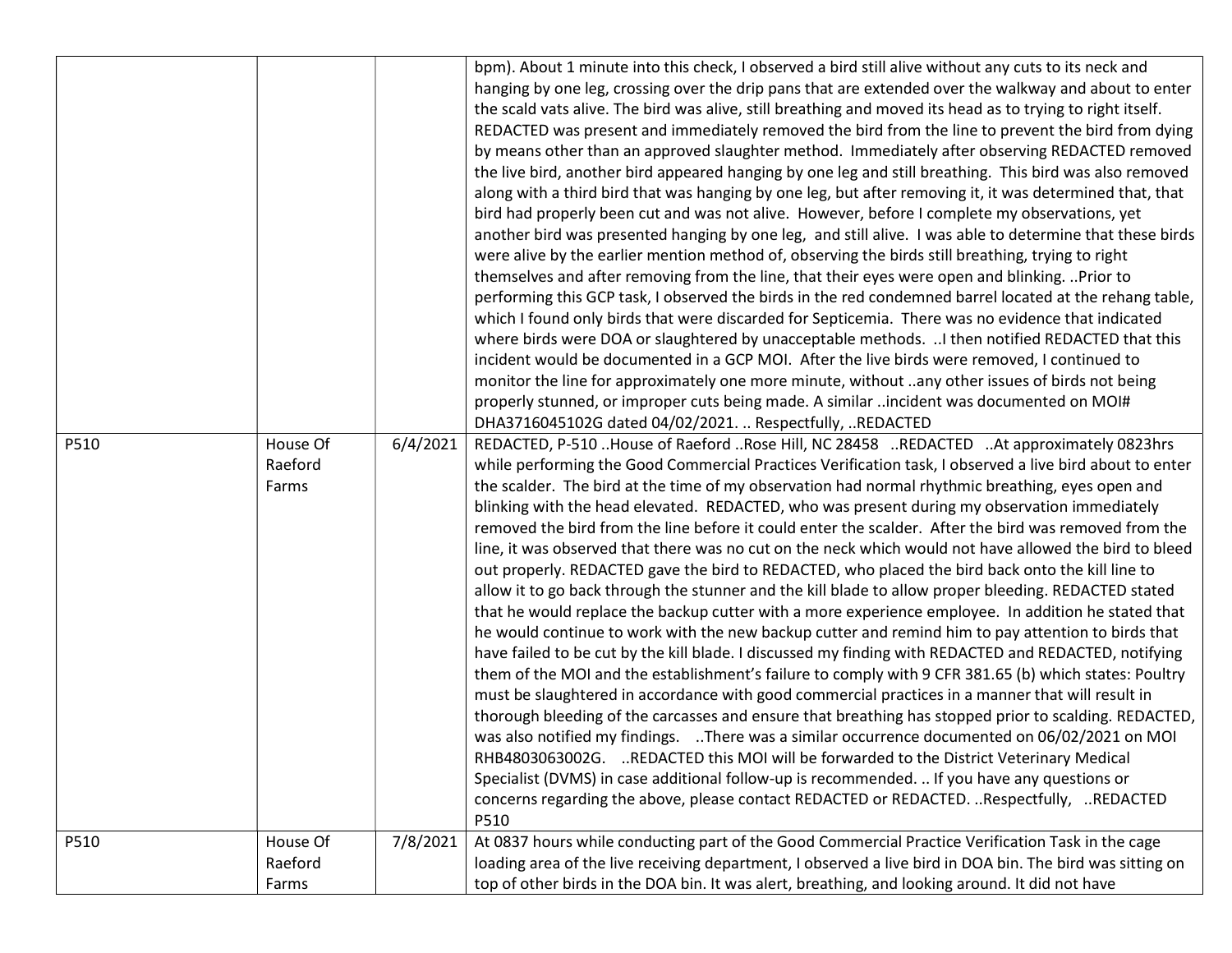| | | | |
|---|---|---|---|
| | | | bpm). About 1 minute into this check, I observed a bird still alive without any cuts to its neck and hanging by one leg, crossing over the drip pans that are extended over the walkway and about to enter the scald vats alive. The bird was alive, still breathing and moved its head as to trying to right itself. REDACTED was present and immediately removed the bird from the line to prevent the bird from dying by means other than an approved slaughter method. Immediately after observing REDACTED removed the live bird, another bird appeared hanging by one leg and still breathing. This bird was also removed along with a third bird that was hanging by one leg, but after removing it, it was determined that, that bird had properly been cut and was not alive. However, before I complete my observations, yet another bird was presented hanging by one leg, and still alive. I was able to determine that these birds were alive by the earlier mention method of, observing the birds still breathing, trying to right themselves and after removing from the line, that their eyes were open and blinking. ..Prior to performing this GCP task, I observed the birds in the red condemned barrel located at the rehang table, which I found only birds that were discarded for Septicemia. There was no evidence that indicated where birds were DOA or slaughtered by unacceptable methods. ..I then notified REDACTED that this incident would be documented in a GCP MOI. After the live birds were removed, I continued to monitor the line for approximately one more minute, without ..any other issues of birds not being properly stunned, or improper cuts being made. A similar ..incident was documented on MOI# DHA3716045102G dated 04/02/2021. .. Respectfully, ..REDACTED |
| P510 | House Of Raeford Farms | 6/4/2021 | REDACTED, P-510 ..House of Raeford ..Rose Hill, NC 28458 ..REDACTED ..At approximately 0823hrs while performing the Good Commercial Practices Verification task, I observed a live bird about to enter the scalder. The bird at the time of my observation had normal rhythmic breathing, eyes open and blinking with the head elevated. REDACTED, who was present during my observation immediately removed the bird from the line before it could enter the scalder. After the bird was removed from the line, it was observed that there was no cut on the neck which would not have allowed the bird to bleed out properly. REDACTED gave the bird to REDACTED, who placed the bird back onto the kill line to allow it to go back through the stunner and the kill blade to allow proper bleeding. REDACTED stated that he would replace the backup cutter with a more experience employee. In addition he stated that he would continue to work with the new backup cutter and remind him to pay attention to birds that have failed to be cut by the kill blade. I discussed my finding with REDACTED and REDACTED, notifying them of the MOI and the establishment's failure to comply with 9 CFR 381.65 (b) which states: Poultry must be slaughtered in accordance with good commercial practices in a manner that will result in thorough bleeding of the carcasses and ensure that breathing has stopped prior to scalding. REDACTED, was also notified my findings. ..There was a similar occurrence documented on 06/02/2021 on MOI RHB4803063002G. ..REDACTED this MOI will be forwarded to the District Veterinary Medical Specialist (DVMS) in case additional follow-up is recommended. .. If you have any questions or concerns regarding the above, please contact REDACTED or REDACTED. ..Respectfully, ..REDACTED P510 |
| P510 | House Of Raeford Farms | 7/8/2021 | At 0837 hours while conducting part of the Good Commercial Practice Verification Task in the cage loading area of the live receiving department, I observed a live bird in DOA bin. The bird was sitting on top of other birds in the DOA bin. It was alert, breathing, and looking around. It did not have |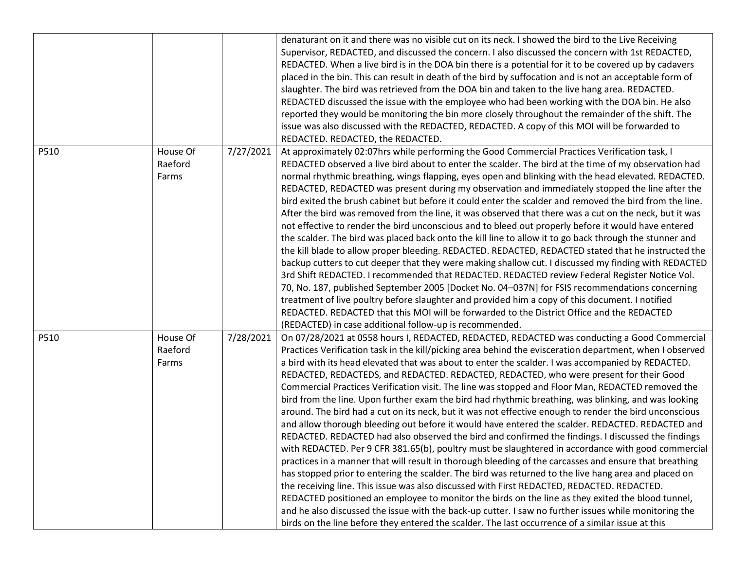| | | | |
|---|---|---|---|
| | | | denaturant on it and there was no visible cut on its neck. I showed the bird to the Live Receiving Supervisor, REDACTED, and discussed the concern. I also discussed the concern with 1st REDACTED, REDACTED. When a live bird is in the DOA bin there is a potential for it to be covered up by cadavers placed in the bin. This can result in death of the bird by suffocation and is not an acceptable form of slaughter. The bird was retrieved from the DOA bin and taken to the live hang area. REDACTED. REDACTED discussed the issue with the employee who had been working with the DOA bin. He also reported they would be monitoring the bin more closely throughout the remainder of the shift. The issue was also discussed with the REDACTED, REDACTED. A copy of this MOI will be forwarded to REDACTED. REDACTED, the REDACTED. |
| P510 | House Of Raeford Farms | 7/27/2021 | At approximately 02:07hrs while performing the Good Commercial Practices Verification task, I REDACTED observed a live bird about to enter the scalder. The bird at the time of my observation had normal rhythmic breathing, wings flapping, eyes open and blinking with the head elevated. REDACTED. REDACTED, REDACTED was present during my observation and immediately stopped the line after the bird exited the brush cabinet but before it could enter the scalder and removed the bird from the line. After the bird was removed from the line, it was observed that there was a cut on the neck, but it was not effective to render the bird unconscious and to bleed out properly before it would have entered the scalder. The bird was placed back onto the kill line to allow it to go back through the stunner and the kill blade to allow proper bleeding. REDACTED. REDACTED, REDACTED stated that he instructed the backup cutters to cut deeper that they were making shallow cut. I discussed my finding with REDACTED 3rd Shift REDACTED. I recommended that REDACTED. REDACTED review Federal Register Notice Vol. 70, No. 187, published September 2005 [Docket No. 04–037N] for FSIS recommendations concerning treatment of live poultry before slaughter and provided him a copy of this document. I notified REDACTED. REDACTED that this MOI will be forwarded to the District Office and the REDACTED (REDACTED) in case additional follow-up is recommended. |
| P510 | House Of Raeford Farms | 7/28/2021 | On 07/28/2021 at 0558 hours I, REDACTED, REDACTED, REDACTED was conducting a Good Commercial Practices Verification task in the kill/picking area behind the evisceration department, when I observed a bird with its head elevated that was about to enter the scalder. I was accompanied by REDACTED. REDACTED, REDACTEDS, and REDACTED. REDACTED, REDACTED, who were present for their Good Commercial Practices Verification visit. The line was stopped and Floor Man, REDACTED removed the bird from the line. Upon further exam the bird had rhythmic breathing, was blinking, and was looking around. The bird had a cut on its neck, but it was not effective enough to render the bird unconscious and allow thorough bleeding out before it would have entered the scalder. REDACTED. REDACTED and REDACTED. REDACTED had also observed the bird and confirmed the findings. I discussed the findings with REDACTED. Per 9 CFR 381.65(b), poultry must be slaughtered in accordance with good commercial practices in a manner that will result in thorough bleeding of the carcasses and ensure that breathing has stopped prior to entering the scalder. The bird was returned to the live hang area and placed on the receiving line. This issue was also discussed with First REDACTED, REDACTED. REDACTED. REDACTED positioned an employee to monitor the birds on the line as they exited the blood tunnel, and he also discussed the issue with the back-up cutter. I saw no further issues while monitoring the birds on the line before they entered the scalder. The last occurrence of a similar issue at this |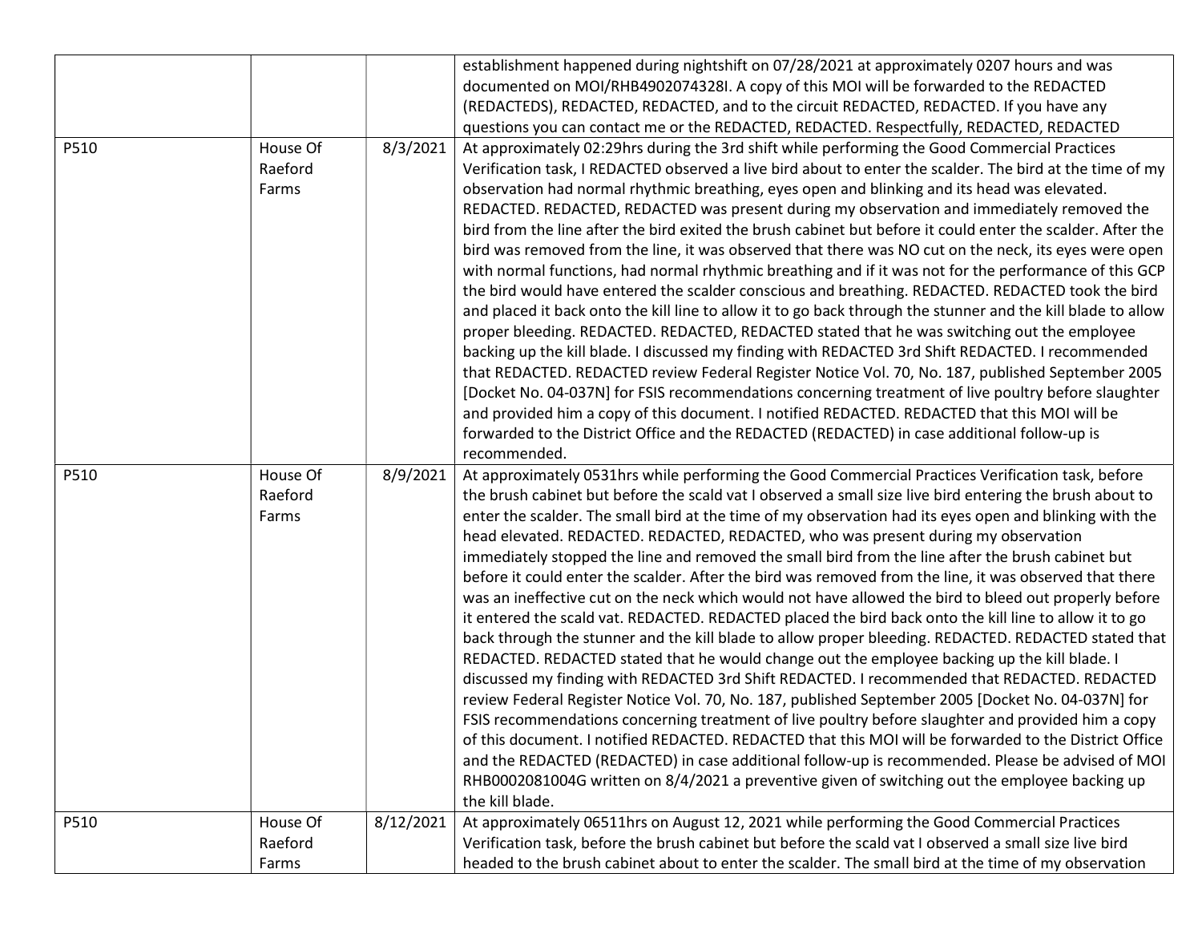| | | | |
|---|---|---|---|
| | | | establishment happened during nightshift on 07/28/2021 at approximately 0207 hours and was documented on MOI/RHB4902074328I. A copy of this MOI will be forwarded to the REDACTED (REDACTEDS), REDACTED, REDACTED, and to the circuit REDACTED, REDACTED. If you have any questions you can contact me or the REDACTED, REDACTED. Respectfully, REDACTED, REDACTED |
| P510 | House Of Raeford Farms | 8/3/2021 | At approximately 02:29hrs during the 3rd shift while performing the Good Commercial Practices Verification task, I REDACTED observed a live bird about to enter the scalder. The bird at the time of my observation had normal rhythmic breathing, eyes open and blinking and its head was elevated. REDACTED. REDACTED, REDACTED was present during my observation and immediately removed the bird from the line after the bird exited the brush cabinet but before it could enter the scalder. After the bird was removed from the line, it was observed that there was NO cut on the neck, its eyes were open with normal functions, had normal rhythmic breathing and if it was not for the performance of this GCP the bird would have entered the scalder conscious and breathing. REDACTED. REDACTED took the bird and placed it back onto the kill line to allow it to go back through the stunner and the kill blade to allow proper bleeding. REDACTED. REDACTED, REDACTED stated that he was switching out the employee backing up the kill blade. I discussed my finding with REDACTED 3rd Shift REDACTED. I recommended that REDACTED. REDACTED review Federal Register Notice Vol. 70, No. 187, published September 2005 [Docket No. 04-037N] for FSIS recommendations concerning treatment of live poultry before slaughter and provided him a copy of this document. I notified REDACTED. REDACTED that this MOI will be forwarded to the District Office and the REDACTED (REDACTED) in case additional follow-up is recommended. |
| P510 | House Of Raeford Farms | 8/9/2021 | At approximately 0531hrs while performing the Good Commercial Practices Verification task, before the brush cabinet but before the scald vat I observed a small size live bird entering the brush about to enter the scalder. The small bird at the time of my observation had its eyes open and blinking with the head elevated. REDACTED. REDACTED, REDACTED, who was present during my observation immediately stopped the line and removed the small bird from the line after the brush cabinet but before it could enter the scalder. After the bird was removed from the line, it was observed that there was an ineffective cut on the neck which would not have allowed the bird to bleed out properly before it entered the scald vat. REDACTED. REDACTED placed the bird back onto the kill line to allow it to go back through the stunner and the kill blade to allow proper bleeding. REDACTED. REDACTED stated that REDACTED. REDACTED stated that he would change out the employee backing up the kill blade. I discussed my finding with REDACTED 3rd Shift REDACTED. I recommended that REDACTED. REDACTED review Federal Register Notice Vol. 70, No. 187, published September 2005 [Docket No. 04-037N] for FSIS recommendations concerning treatment of live poultry before slaughter and provided him a copy of this document. I notified REDACTED. REDACTED that this MOI will be forwarded to the District Office and the REDACTED (REDACTED) in case additional follow-up is recommended. Please be advised of MOI RHB0002081004G written on 8/4/2021 a preventive given of switching out the employee backing up the kill blade. |
| P510 | House Of Raeford Farms | 8/12/2021 | At approximately 06511hrs on August 12, 2021 while performing the Good Commercial Practices Verification task, before the brush cabinet but before the scald vat I observed a small size live bird headed to the brush cabinet about to enter the scalder. The small bird at the time of my observation |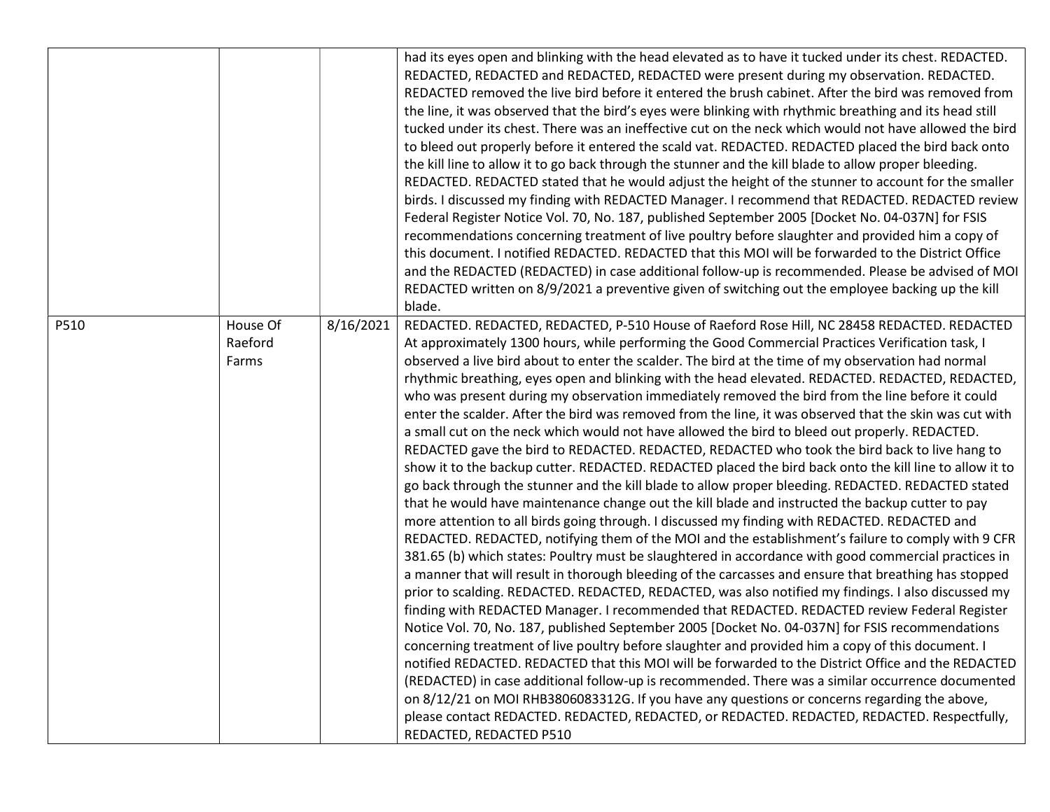| | | | |
|---|---|---|---|
| | | | had its eyes open and blinking with the head elevated as to have it tucked under its chest. REDACTED. REDACTED, REDACTED and REDACTED, REDACTED were present during my observation. REDACTED. REDACTED removed the live bird before it entered the brush cabinet. After the bird was removed from the line, it was observed that the bird's eyes were blinking with rhythmic breathing and its head still tucked under its chest. There was an ineffective cut on the neck which would not have allowed the bird to bleed out properly before it entered the scald vat. REDACTED. REDACTED placed the bird back onto the kill line to allow it to go back through the stunner and the kill blade to allow proper bleeding. REDACTED. REDACTED stated that he would adjust the height of the stunner to account for the smaller birds. I discussed my finding with REDACTED Manager. I recommend that REDACTED. REDACTED review Federal Register Notice Vol. 70, No. 187, published September 2005 [Docket No. 04-037N] for FSIS recommendations concerning treatment of live poultry before slaughter and provided him a copy of this document. I notified REDACTED. REDACTED that this MOI will be forwarded to the District Office and the REDACTED (REDACTED) in case additional follow-up is recommended. Please be advised of MOI REDACTED written on 8/9/2021 a preventive given of switching out the employee backing up the kill blade. |
| P510 | House Of Raeford Farms | 8/16/2021 | REDACTED. REDACTED, REDACTED, P-510 House of Raeford Rose Hill, NC 28458 REDACTED. REDACTED At approximately 1300 hours, while performing the Good Commercial Practices Verification task, I observed a live bird about to enter the scalder. The bird at the time of my observation had normal rhythmic breathing, eyes open and blinking with the head elevated. REDACTED. REDACTED, REDACTED, who was present during my observation immediately removed the bird from the line before it could enter the scalder. After the bird was removed from the line, it was observed that the skin was cut with a small cut on the neck which would not have allowed the bird to bleed out properly. REDACTED. REDACTED gave the bird to REDACTED. REDACTED, REDACTED who took the bird back to live hang to show it to the backup cutter. REDACTED. REDACTED placed the bird back onto the kill line to allow it to go back through the stunner and the kill blade to allow proper bleeding. REDACTED. REDACTED stated that he would have maintenance change out the kill blade and instructed the backup cutter to pay more attention to all birds going through. I discussed my finding with REDACTED. REDACTED and REDACTED. REDACTED, notifying them of the MOI and the establishment's failure to comply with 9 CFR 381.65 (b) which states: Poultry must be slaughtered in accordance with good commercial practices in a manner that will result in thorough bleeding of the carcasses and ensure that breathing has stopped prior to scalding. REDACTED. REDACTED, REDACTED, was also notified my findings. I also discussed my finding with REDACTED Manager. I recommended that REDACTED. REDACTED review Federal Register Notice Vol. 70, No. 187, published September 2005 [Docket No. 04-037N] for FSIS recommendations concerning treatment of live poultry before slaughter and provided him a copy of this document. I notified REDACTED. REDACTED that this MOI will be forwarded to the District Office and the REDACTED (REDACTED) in case additional follow-up is recommended. There was a similar occurrence documented on 8/12/21 on MOI RHB3806083312G. If you have any questions or concerns regarding the above, please contact REDACTED. REDACTED, REDACTED, or REDACTED. REDACTED, REDACTED. Respectfully, REDACTED, REDACTED P510 |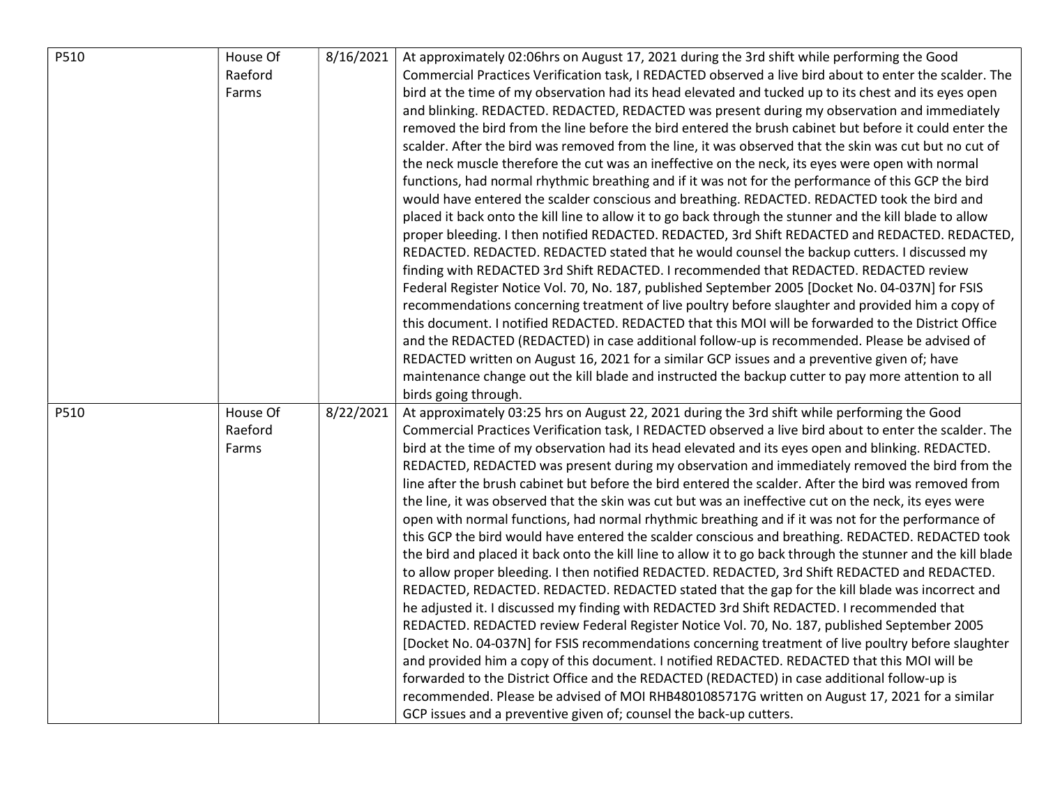| | | | |
|---|---|---|---|
| P510 | House Of Raeford Farms | 8/16/2021 | At approximately 02:06hrs on August 17, 2021 during the 3rd shift while performing the Good Commercial Practices Verification task, I REDACTED observed a live bird about to enter the scalder. The bird at the time of my observation had its head elevated and tucked up to its chest and its eyes open and blinking. REDACTED. REDACTED, REDACTED was present during my observation and immediately removed the bird from the line before the bird entered the brush cabinet but before it could enter the scalder. After the bird was removed from the line, it was observed that the skin was cut but no cut of the neck muscle therefore the cut was an ineffective on the neck, its eyes were open with normal functions, had normal rhythmic breathing and if it was not for the performance of this GCP the bird would have entered the scalder conscious and breathing. REDACTED. REDACTED took the bird and placed it back onto the kill line to allow it to go back through the stunner and the kill blade to allow proper bleeding. I then notified REDACTED. REDACTED, 3rd Shift REDACTED and REDACTED. REDACTED, REDACTED. REDACTED. REDACTED stated that he would counsel the backup cutters. I discussed my finding with REDACTED 3rd Shift REDACTED. I recommended that REDACTED. REDACTED review Federal Register Notice Vol. 70, No. 187, published September 2005 [Docket No. 04-037N] for FSIS recommendations concerning treatment of live poultry before slaughter and provided him a copy of this document. I notified REDACTED. REDACTED that this MOI will be forwarded to the District Office and the REDACTED (REDACTED) in case additional follow-up is recommended. Please be advised of REDACTED written on August 16, 2021 for a similar GCP issues and a preventive given of; have maintenance change out the kill blade and instructed the backup cutter to pay more attention to all birds going through. |
| P510 | House Of Raeford Farms | 8/22/2021 | At approximately 03:25 hrs on August 22, 2021 during the 3rd shift while performing the Good Commercial Practices Verification task, I REDACTED observed a live bird about to enter the scalder. The bird at the time of my observation had its head elevated and its eyes open and blinking. REDACTED. REDACTED, REDACTED was present during my observation and immediately removed the bird from the line after the brush cabinet but before the bird entered the scalder. After the bird was removed from the line, it was observed that the skin was cut but was an ineffective cut on the neck, its eyes were open with normal functions, had normal rhythmic breathing and if it was not for the performance of this GCP the bird would have entered the scalder conscious and breathing. REDACTED. REDACTED took the bird and placed it back onto the kill line to allow it to go back through the stunner and the kill blade to allow proper bleeding. I then notified REDACTED. REDACTED, 3rd Shift REDACTED and REDACTED. REDACTED, REDACTED. REDACTED. REDACTED stated that the gap for the kill blade was incorrect and he adjusted it. I discussed my finding with REDACTED 3rd Shift REDACTED. I recommended that REDACTED. REDACTED review Federal Register Notice Vol. 70, No. 187, published September 2005 [Docket No. 04-037N] for FSIS recommendations concerning treatment of live poultry before slaughter and provided him a copy of this document. I notified REDACTED. REDACTED that this MOI will be forwarded to the District Office and the REDACTED (REDACTED) in case additional follow-up is recommended. Please be advised of MOI RHB4801085717G written on August 17, 2021 for a similar GCP issues and a preventive given of; counsel the back-up cutters. |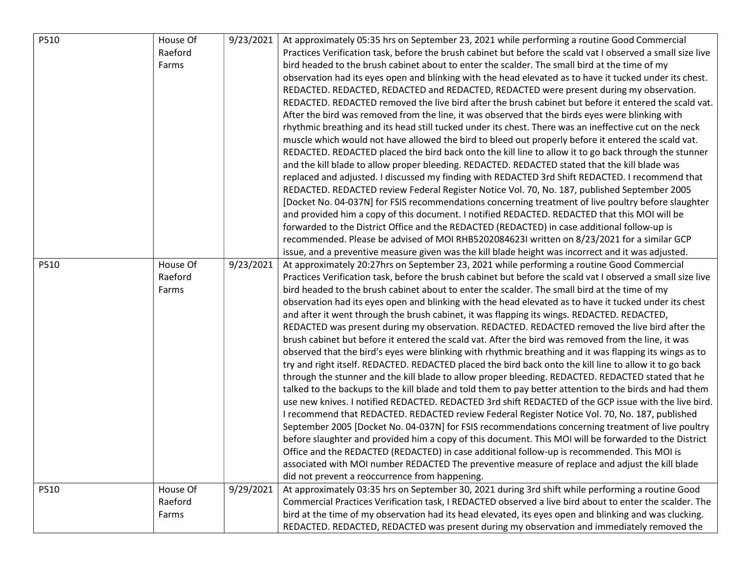| | | | |
|---|---|---|---|
| P510 | House Of Raeford Farms | 9/23/2021 | At approximately 05:35 hrs on September 23, 2021 while performing a routine Good Commercial Practices Verification task, before the brush cabinet but before the scald vat I observed a small size live bird headed to the brush cabinet about to enter the scalder. The small bird at the time of my observation had its eyes open and blinking with the head elevated as to have it tucked under its chest. REDACTED. REDACTED, REDACTED and REDACTED, REDACTED were present during my observation. REDACTED. REDACTED removed the live bird after the brush cabinet but before it entered the scald vat. After the bird was removed from the line, it was observed that the birds eyes were blinking with rhythmic breathing and its head still tucked under its chest. There was an ineffective cut on the neck muscle which would not have allowed the bird to bleed out properly before it entered the scald vat. REDACTED. REDACTED placed the bird back onto the kill line to allow it to go back through the stunner and the kill blade to allow proper bleeding. REDACTED. REDACTED stated that the kill blade was replaced and adjusted. I discussed my finding with REDACTED 3rd Shift REDACTED. I recommend that REDACTED. REDACTED review Federal Register Notice Vol. 70, No. 187, published September 2005 [Docket No. 04-037N] for FSIS recommendations concerning treatment of live poultry before slaughter and provided him a copy of this document. I notified REDACTED. REDACTED that this MOI will be forwarded to the District Office and the REDACTED (REDACTED) in case additional follow-up is recommended. Please be advised of MOI RHB5202084623I written on 8/23/2021 for a similar GCP issue, and a preventive measure given was the kill blade height was incorrect and it was adjusted. |
| P510 | House Of Raeford Farms | 9/23/2021 | At approximately 20:27hrs on September 23, 2021 while performing a routine Good Commercial Practices Verification task, before the brush cabinet but before the scald vat I observed a small size live bird headed to the brush cabinet about to enter the scalder. The small bird at the time of my observation had its eyes open and blinking with the head elevated as to have it tucked under its chest and after it went through the brush cabinet, it was flapping its wings. REDACTED. REDACTED, REDACTED was present during my observation. REDACTED. REDACTED removed the live bird after the brush cabinet but before it entered the scald vat. After the bird was removed from the line, it was observed that the bird's eyes were blinking with rhythmic breathing and it was flapping its wings as to try and right itself. REDACTED. REDACTED placed the bird back onto the kill line to allow it to go back through the stunner and the kill blade to allow proper bleeding. REDACTED. REDACTED stated that he talked to the backups to the kill blade and told them to pay better attention to the birds and had them use new knives. I notified REDACTED. REDACTED 3rd shift REDACTED of the GCP issue with the live bird. I recommend that REDACTED. REDACTED review Federal Register Notice Vol. 70, No. 187, published September 2005 [Docket No. 04-037N] for FSIS recommendations concerning treatment of live poultry before slaughter and provided him a copy of this document. This MOI will be forwarded to the District Office and the REDACTED (REDACTED) in case additional follow-up is recommended. This MOI is associated with MOI number REDACTED The preventive measure of replace and adjust the kill blade did not prevent a reoccurrence from happening. |
| P510 | House Of Raeford Farms | 9/29/2021 | At approximately 03:35 hrs on September 30, 2021 during 3rd shift while performing a routine Good Commercial Practices Verification task, I REDACTED observed a live bird about to enter the scalder. The bird at the time of my observation had its head elevated, its eyes open and blinking and was clucking. REDACTED. REDACTED, REDACTED was present during my observation and immediately removed the |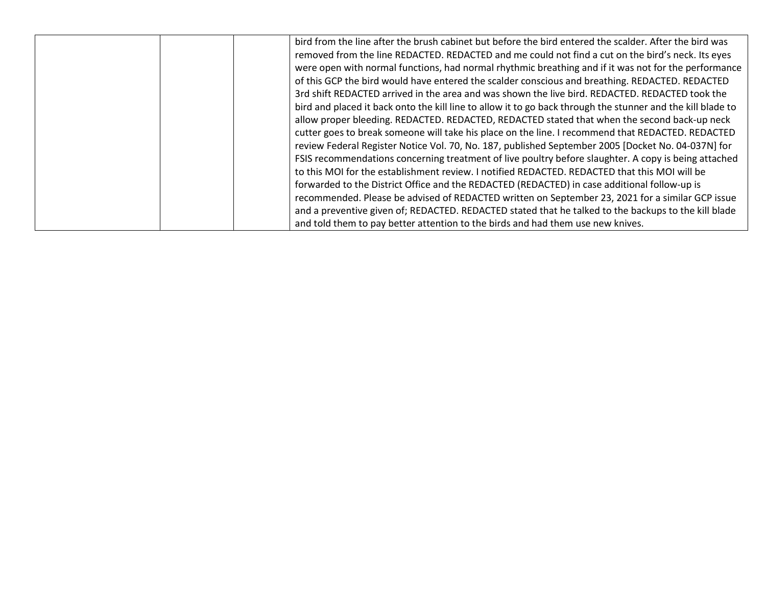| | | | |
|---|---|---|---|
| | | | bird from the line after the brush cabinet but before the bird entered the scalder. After the bird was removed from the line REDACTED. REDACTED and me could not find a cut on the bird's neck. Its eyes were open with normal functions, had normal rhythmic breathing and if it was not for the performance of this GCP the bird would have entered the scalder conscious and breathing. REDACTED. REDACTED 3rd shift REDACTED arrived in the area and was shown the live bird. REDACTED. REDACTED took the bird and placed it back onto the kill line to allow it to go back through the stunner and the kill blade to allow proper bleeding. REDACTED. REDACTED, REDACTED stated that when the second back-up neck cutter goes to break someone will take his place on the line. I recommend that REDACTED. REDACTED review Federal Register Notice Vol. 70, No. 187, published September 2005 [Docket No. 04-037N] for FSIS recommendations concerning treatment of live poultry before slaughter. A copy is being attached to this MOI for the establishment review. I notified REDACTED. REDACTED that this MOI will be forwarded to the District Office and the REDACTED (REDACTED) in case additional follow-up is recommended. Please be advised of REDACTED written on September 23, 2021 for a similar GCP issue and a preventive given of; REDACTED. REDACTED stated that he talked to the backups to the kill blade and told them to pay better attention to the birds and had them use new knives. |